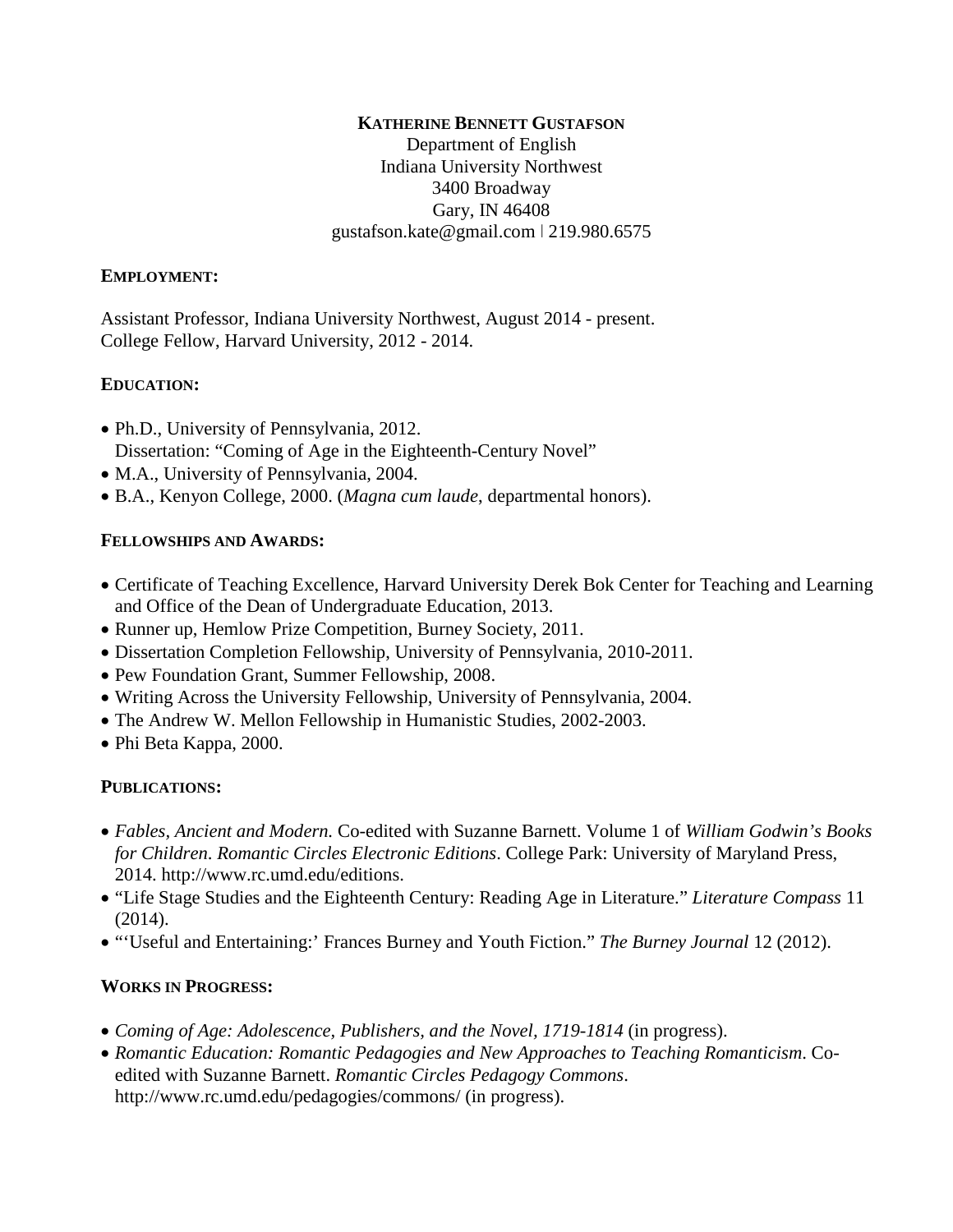**KATHERINE BENNETT GUSTAFSON**
Department of English
Indiana University Northwest
3400 Broadway
Gary, IN 46408
gustafson.kate@gmail.com | 219.980.6575

## EMPLOYMENT:

Assistant Professor, Indiana University Northwest, August 2014 - present.
College Fellow, Harvard University, 2012 - 2014.

## EDUCATION:

- Ph.D., University of Pennsylvania, 2012.
  Dissertation: "Coming of Age in the Eighteenth-Century Novel"
- M.A., University of Pennsylvania, 2004.
- B.A., Kenyon College, 2000. (*Magna cum laude*, departmental honors).

## FELLOWSHIPS AND AWARDS:

- Certificate of Teaching Excellence, Harvard University Derek Bok Center for Teaching and Learning and Office of the Dean of Undergraduate Education, 2013.
- Runner up, Hemlow Prize Competition, Burney Society, 2011.
- Dissertation Completion Fellowship, University of Pennsylvania, 2010-2011.
- Pew Foundation Grant, Summer Fellowship, 2008.
- Writing Across the University Fellowship, University of Pennsylvania, 2004.
- The Andrew W. Mellon Fellowship in Humanistic Studies, 2002-2003.
- Phi Beta Kappa, 2000.

## PUBLICATIONS:

- *Fables, Ancient and Modern.* Co-edited with Suzanne Barnett. Volume 1 of *William Godwin's Books for Children*. *Romantic Circles Electronic Editions*. College Park: University of Maryland Press, 2014. http://www.rc.umd.edu/editions.
- "Life Stage Studies and the Eighteenth Century: Reading Age in Literature." *Literature Compass* 11 (2014).
- "'Useful and Entertaining:' Frances Burney and Youth Fiction." *The Burney Journal* 12 (2012).

## WORKS IN PROGRESS:

- *Coming of Age: Adolescence, Publishers, and the Novel, 1719-1814* (in progress).
- *Romantic Education: Romantic Pedagogies and New Approaches to Teaching Romanticism*. Co-edited with Suzanne Barnett. *Romantic Circles Pedagogy Commons*. http://www.rc.umd.edu/pedagogies/commons/ (in progress).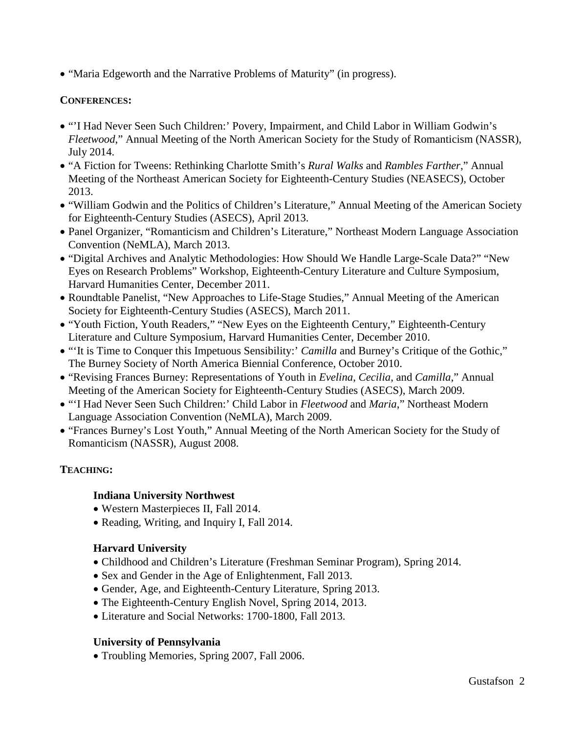- "Maria Edgeworth and the Narrative Problems of Maturity" (in progress).

**CONFERENCES:**

- "'I Had Never Seen Such Children:' Povery, Impairment, and Child Labor in William Godwin's *Fleetwood*," Annual Meeting of the North American Society for the Study of Romanticism (NASSR), July 2014.
- "A Fiction for Tweens: Rethinking Charlotte Smith's *Rural Walks* and *Rambles Farther*," Annual Meeting of the Northeast American Society for Eighteenth-Century Studies (NEASECS), October 2013.
- "William Godwin and the Politics of Children's Literature," Annual Meeting of the American Society for Eighteenth-Century Studies (ASECS), April 2013.
- Panel Organizer, "Romanticism and Children's Literature," Northeast Modern Language Association Convention (NeMLA), March 2013.
- "Digital Archives and Analytic Methodologies: How Should We Handle Large-Scale Data?" "New Eyes on Research Problems" Workshop, Eighteenth-Century Literature and Culture Symposium, Harvard Humanities Center, December 2011.
- Roundtable Panelist, "New Approaches to Life-Stage Studies," Annual Meeting of the American Society for Eighteenth-Century Studies (ASECS), March 2011.
- "Youth Fiction, Youth Readers," "New Eyes on the Eighteenth Century," Eighteenth-Century Literature and Culture Symposium, Harvard Humanities Center, December 2010.
- "'It is Time to Conquer this Impetuous Sensibility:' *Camilla* and Burney's Critique of the Gothic," The Burney Society of North America Biennial Conference, October 2010.
- "Revising Frances Burney: Representations of Youth in *Evelina*, *Cecilia*, and *Camilla*," Annual Meeting of the American Society for Eighteenth-Century Studies (ASECS), March 2009.
- "'I Had Never Seen Such Children:' Child Labor in *Fleetwood* and *Maria*," Northeast Modern Language Association Convention (NeMLA), March 2009.
- "Frances Burney's Lost Youth," Annual Meeting of the North American Society for the Study of Romanticism (NASSR), August 2008.

**TEACHING:**

**Indiana University Northwest**

- Western Masterpieces II, Fall 2014.
- Reading, Writing, and Inquiry I, Fall 2014.

**Harvard University**

- Childhood and Children's Literature (Freshman Seminar Program), Spring 2014.
- Sex and Gender in the Age of Enlightenment, Fall 2013.
- Gender, Age, and Eighteenth-Century Literature, Spring 2013.
- The Eighteenth-Century English Novel, Spring 2014, 2013.
- Literature and Social Networks: 1700-1800, Fall 2013.

**University of Pennsylvania**

- Troubling Memories, Spring 2007, Fall 2006.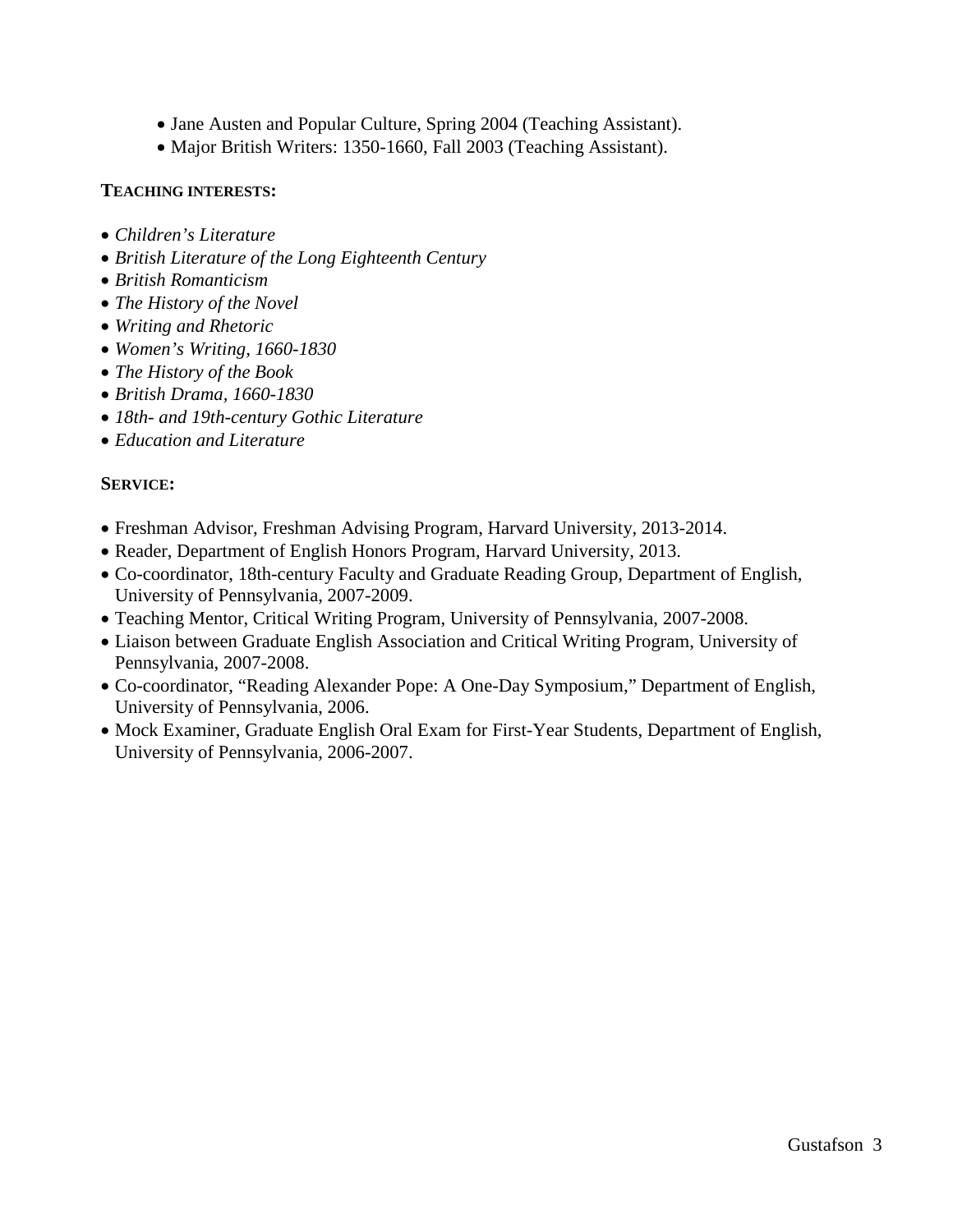- Jane Austen and Popular Culture, Spring 2004 (Teaching Assistant).
- Major British Writers: 1350-1660, Fall 2003 (Teaching Assistant).

**TEACHING INTERESTS:**

- *Children's Literature*
- *British Literature of the Long Eighteenth Century*
- *British Romanticism*
- *The History of the Novel*
- *Writing and Rhetoric*
- *Women's Writing, 1660-1830*
- *The History of the Book*
- *British Drama, 1660-1830*
- *18th- and 19th-century Gothic Literature*
- *Education and Literature*

**SERVICE:**

- Freshman Advisor, Freshman Advising Program, Harvard University, 2013-2014.
- Reader, Department of English Honors Program, Harvard University, 2013.
- Co-coordinator, 18th-century Faculty and Graduate Reading Group, Department of English, University of Pennsylvania, 2007-2009.
- Teaching Mentor, Critical Writing Program, University of Pennsylvania, 2007-2008.
- Liaison between Graduate English Association and Critical Writing Program, University of Pennsylvania, 2007-2008.
- Co-coordinator, "Reading Alexander Pope: A One-Day Symposium," Department of English, University of Pennsylvania, 2006.
- Mock Examiner, Graduate English Oral Exam for First-Year Students, Department of English, University of Pennsylvania, 2006-2007.